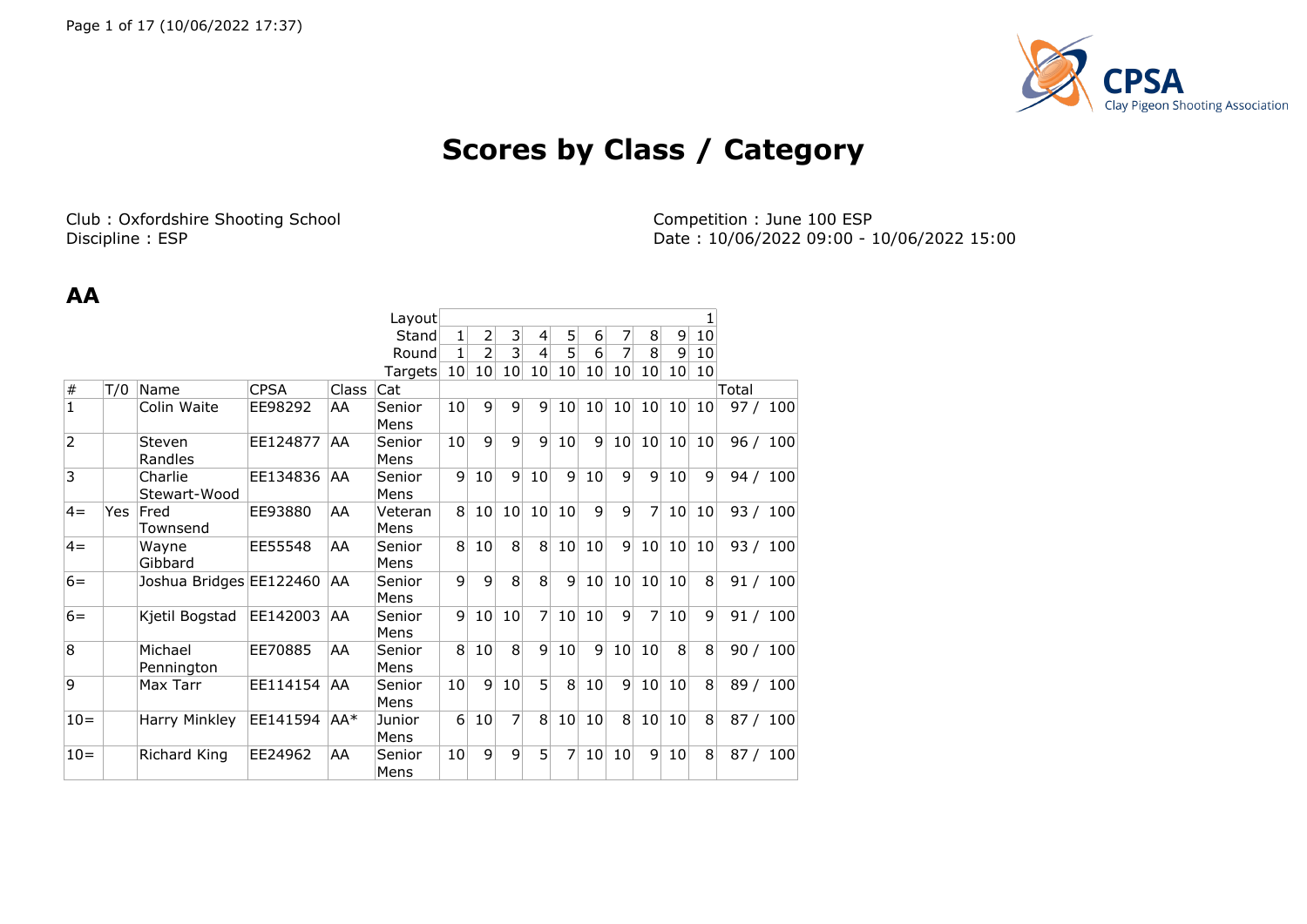# Scores by Class / Category

Club : Oxfordshire Shooting School
Discipline : ESP

Competition : June 100 ESP
Date : 10/06/2022 09:00 - 10/06/2022 15:00

## AA

| | | | | | Layout | | | | | | | | | | 1 | |
|---|---|---|---|---|---|---|---|---|---|---|---|---|---|---|---|---|
| | | | | | Stand | 1 | 2 | 3 | 4 | 5 | 6 | 7 | 8 | 9 | 10 | |
| | | | | | Round | 1 | 2 | 3 | 4 | 5 | 6 | 7 | 8 | 9 | 10 | |
| | | | | | Targets | 10 | 10 | 10 | 10 | 10 | 10 | 10 | 10 | 10 | 10 | |
| # | T/0 | Name | CPSA | Class | Cat | | | | | | | | | | | Total |
| 1 | | Colin Waite | EE98292 | AA | Senior Mens | 10 | 9 | 9 | 9 | 10 | 10 | 10 | 10 | 10 | 10 | 97 / 100 |
| 2 | | Steven Randles | EE124877 | AA | Senior Mens | 10 | 9 | 9 | 9 | 10 | 9 | 10 | 10 | 10 | 10 | 96 / 100 |
| 3 | | Charlie Stewart-Wood | EE134836 | AA | Senior Mens | 9 | 10 | 9 | 10 | 9 | 10 | 9 | 9 | 10 | 9 | 94 / 100 |
| 4= | Yes | Fred Townsend | EE93880 | AA | Veteran Mens | 8 | 10 | 10 | 10 | 10 | 9 | 9 | 7 | 10 | 10 | 93 / 100 |
| 4= | | Wayne Gibbard | EE55548 | AA | Senior Mens | 8 | 10 | 8 | 8 | 10 | 10 | 9 | 10 | 10 | 10 | 93 / 100 |
| 6= | | Joshua Bridges | EE122460 | AA | Senior Mens | 9 | 9 | 8 | 8 | 9 | 10 | 10 | 10 | 10 | 8 | 91 / 100 |
| 6= | | Kjetil Bogstad | EE142003 | AA | Senior Mens | 9 | 10 | 10 | 7 | 10 | 10 | 9 | 7 | 10 | 9 | 91 / 100 |
| 8 | | Michael Pennington | EE70885 | AA | Senior Mens | 8 | 10 | 8 | 9 | 10 | 9 | 10 | 10 | 8 | 8 | 90 / 100 |
| 9 | | Max Tarr | EE114154 | AA | Senior Mens | 10 | 9 | 10 | 5 | 8 | 10 | 9 | 10 | 10 | 8 | 89 / 100 |
| 10= | | Harry Minkley | EE141594 | AA* | Junior Mens | 6 | 10 | 7 | 8 | 10 | 10 | 8 | 10 | 10 | 8 | 87 / 100 |
| 10= | | Richard King | EE24962 | AA | Senior Mens | 10 | 9 | 9 | 5 | 7 | 10 | 10 | 9 | 10 | 8 | 87 / 100 |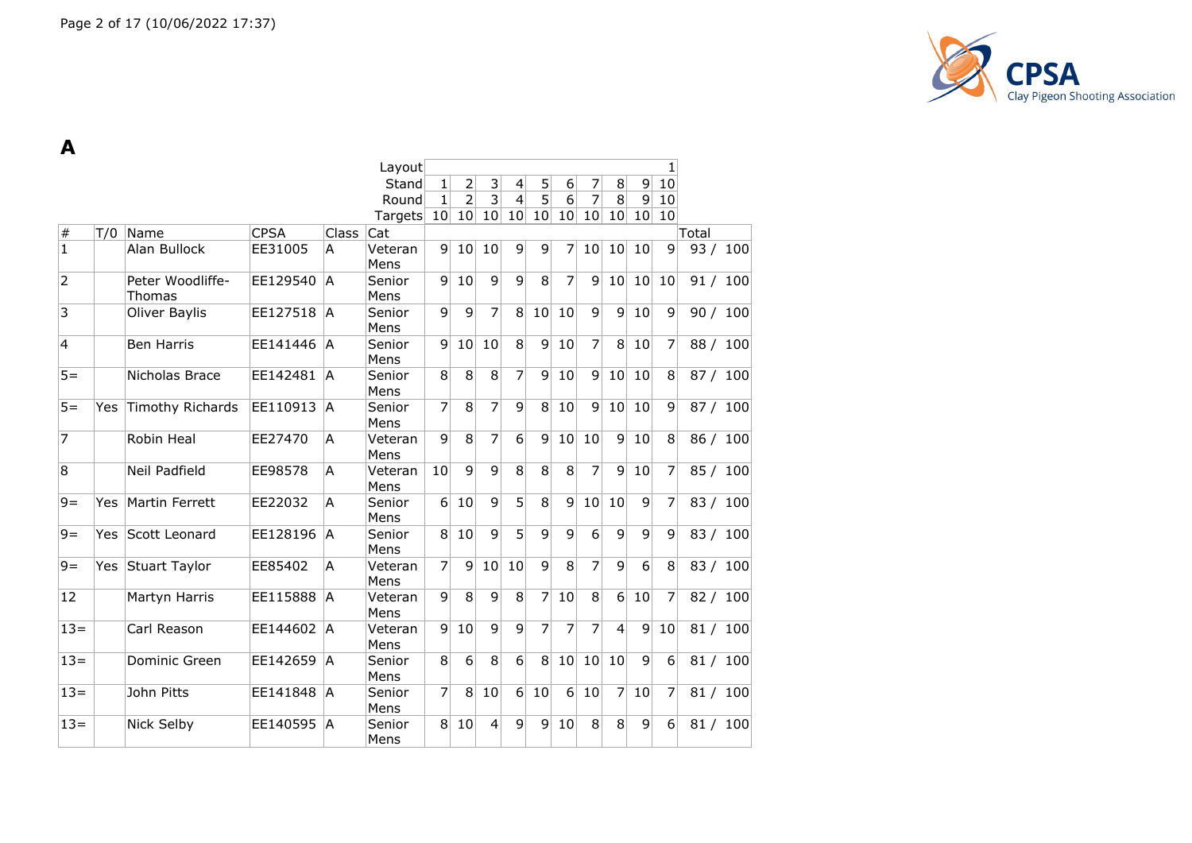## A

| # | T/0 | Name | CPSA | Class | Cat | 1 | 2 | 3 | 4 | 5 | 6 | 7 | 8 | 9 | 10 | Total |
|---|---|---|---|---|---|---|---|---|---|---|---|---|---|---|---|---|
| | | | | | Layout | | | | | | | | | | 1 | |
| | | | | | Stand | 1 | 2 | 3 | 4 | 5 | 6 | 7 | 8 | 9 | 10 | |
| | | | | | Round | 1 | 2 | 3 | 4 | 5 | 6 | 7 | 8 | 9 | 10 | |
| | | | | | Targets | 10 | 10 | 10 | 10 | 10 | 10 | 10 | 10 | 10 | 10 | |
| 1 | | Alan Bullock | EE31005 | A | Veteran Mens | 9 | 10 | 10 | 9 | 9 | 7 | 10 | 10 | 10 | 9 | 93 / 100 |
| 2 | | Peter Woodliffe-Thomas | EE129540 | A | Senior Mens | 9 | 10 | 9 | 9 | 8 | 7 | 9 | 10 | 10 | 10 | 91 / 100 |
| 3 | | Oliver Baylis | EE127518 | A | Senior Mens | 9 | 9 | 7 | 8 | 10 | 10 | 9 | 9 | 10 | 9 | 90 / 100 |
| 4 | | Ben Harris | EE141446 | A | Senior Mens | 9 | 10 | 10 | 8 | 9 | 10 | 7 | 8 | 10 | 7 | 88 / 100 |
| 5= | | Nicholas Brace | EE142481 | A | Senior Mens | 8 | 8 | 8 | 7 | 9 | 10 | 9 | 10 | 10 | 8 | 87 / 100 |
| 5= | Yes | Timothy Richards | EE110913 | A | Senior Mens | 7 | 8 | 7 | 9 | 8 | 10 | 9 | 10 | 10 | 9 | 87 / 100 |
| 7 | | Robin Heal | EE27470 | A | Veteran Mens | 9 | 8 | 7 | 6 | 9 | 10 | 10 | 9 | 10 | 8 | 86 / 100 |
| 8 | | Neil Padfield | EE98578 | A | Veteran Mens | 10 | 9 | 9 | 8 | 8 | 8 | 7 | 9 | 10 | 7 | 85 / 100 |
| 9= | Yes | Martin Ferrett | EE22032 | A | Senior Mens | 6 | 10 | 9 | 5 | 8 | 9 | 10 | 10 | 9 | 7 | 83 / 100 |
| 9= | Yes | Scott Leonard | EE128196 | A | Senior Mens | 8 | 10 | 9 | 5 | 9 | 9 | 6 | 9 | 9 | 9 | 83 / 100 |
| 9= | Yes | Stuart Taylor | EE85402 | A | Veteran Mens | 7 | 9 | 10 | 10 | 9 | 8 | 7 | 9 | 6 | 8 | 83 / 100 |
| 12 | | Martyn Harris | EE115888 | A | Veteran Mens | 9 | 8 | 9 | 8 | 7 | 10 | 8 | 6 | 10 | 7 | 82 / 100 |
| 13= | | Carl Reason | EE144602 | A | Veteran Mens | 9 | 10 | 9 | 9 | 7 | 7 | 7 | 4 | 9 | 10 | 81 / 100 |
| 13= | | Dominic Green | EE142659 | A | Senior Mens | 8 | 6 | 8 | 6 | 8 | 10 | 10 | 10 | 9 | 6 | 81 / 100 |
| 13= | | John Pitts | EE141848 | A | Senior Mens | 7 | 8 | 10 | 6 | 10 | 6 | 10 | 7 | 10 | 7 | 81 / 100 |
| 13= | | Nick Selby | EE140595 | A | Senior Mens | 8 | 10 | 4 | 9 | 9 | 10 | 8 | 8 | 9 | 6 | 81 / 100 |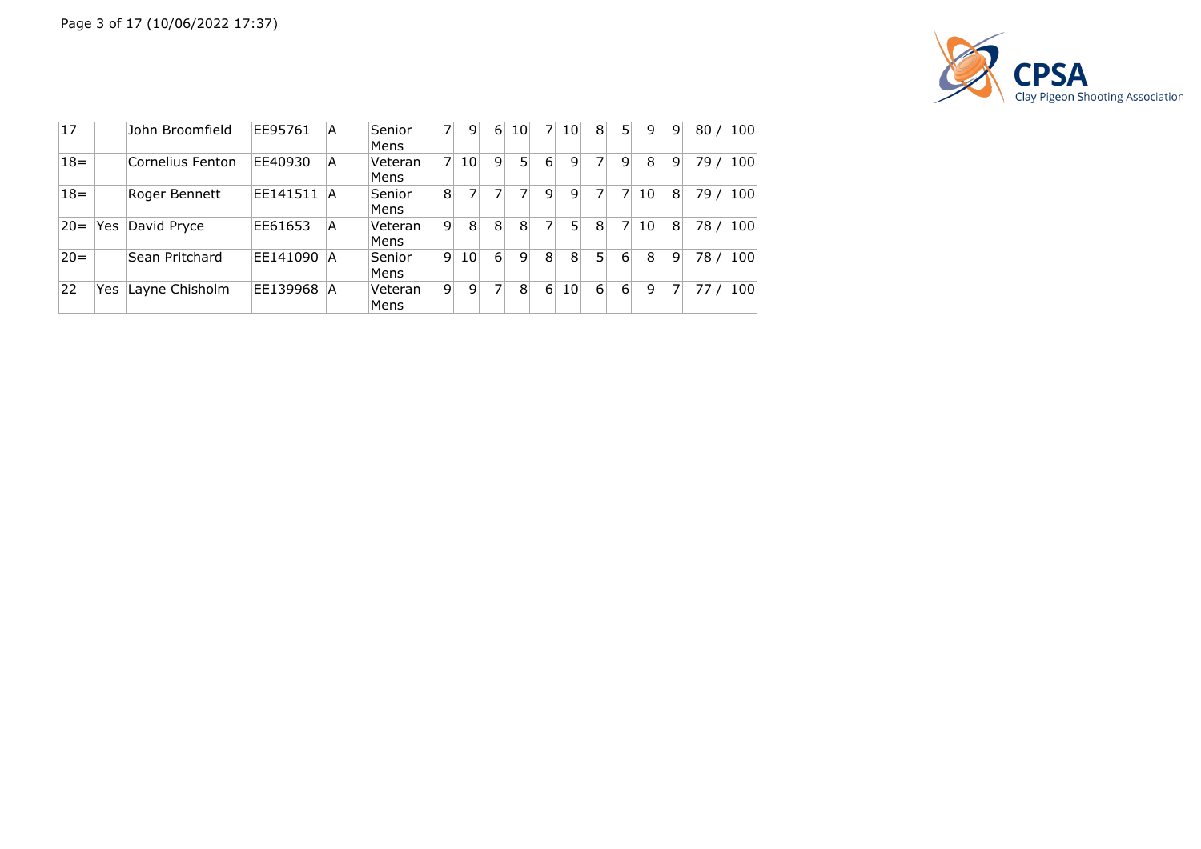| | | | | | | | | | | | | | | | | |
|---|---|---|---|---|---|---|---|---|---|---|---|---|---|---|---|---|
| 17 | | John Broomfield | EE95761 | A | Senior Mens | 7 | 9 | 6 | 10 | 7 | 10 | 8 | 5 | 9 | 9 | 80 / 100 |
| 18= | | Cornelius Fenton | EE40930 | A | Veteran Mens | 7 | 10 | 9 | 5 | 6 | 9 | 7 | 9 | 8 | 9 | 79 / 100 |
| 18= | | Roger Bennett | EE141511 | A | Senior Mens | 8 | 7 | 7 | 7 | 9 | 9 | 7 | 7 | 10 | 8 | 79 / 100 |
| 20= | Yes | David Pryce | EE61653 | A | Veteran Mens | 9 | 8 | 8 | 8 | 7 | 5 | 8 | 7 | 10 | 8 | 78 / 100 |
| 20= | | Sean Pritchard | EE141090 | A | Senior Mens | 9 | 10 | 6 | 9 | 8 | 8 | 5 | 6 | 8 | 9 | 78 / 100 |
| 22 | Yes | Layne Chisholm | EE139968 | A | Veteran Mens | 9 | 9 | 7 | 8 | 6 | 10 | 6 | 6 | 9 | 7 | 77 / 100 |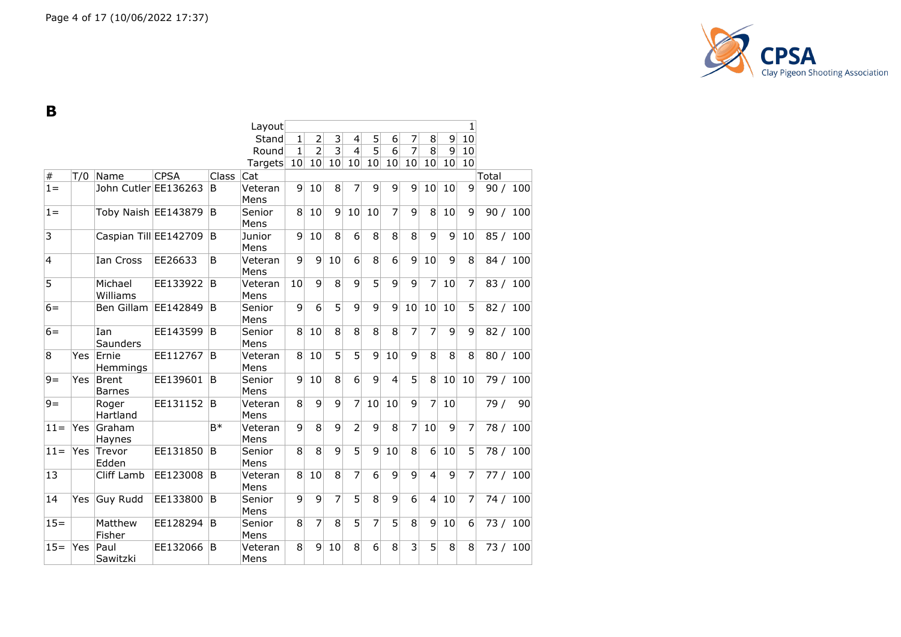## B

| | | | | Layout | | | | | | | | | | 1 | |
|---|---|---|---|---|---|---|---|---|---|---|---|---|---|---|---|
| | | | | Stand | 1 | 2 | 3 | 4 | 5 | 6 | 7 | 8 | 9 | 10 | |
| | | | | Round | 1 | 2 | 3 | 4 | 5 | 6 | 7 | 8 | 9 | 10 | |
| | | | | Targets | 10 | 10 | 10 | 10 | 10 | 10 | 10 | 10 | 10 | 10 | |
| # | T/0 | Name | CPSA | Class | Cat | | | | | | | | | | Total |
| 1= | | John Cutler | EE136263 | B | Veteran Mens | 9 | 10 | 8 | 7 | 9 | 9 | 9 | 10 | 10 | 9 | 90 / 100 |
| 1= | | Toby Naish | EE143879 | B | Senior Mens | 8 | 10 | 9 | 10 | 10 | 7 | 9 | 8 | 10 | 9 | 90 / 100 |
| 3 | | Caspian Till | EE142709 | B | Junior Mens | 9 | 10 | 8 | 6 | 8 | 8 | 8 | 9 | 9 | 10 | 85 / 100 |
| 4 | | Ian Cross | EE26633 | B | Veteran Mens | 9 | 9 | 10 | 6 | 8 | 6 | 9 | 10 | 9 | 8 | 84 / 100 |
| 5 | | Michael Williams | EE133922 | B | Veteran Mens | 10 | 9 | 8 | 9 | 5 | 9 | 9 | 7 | 10 | 7 | 83 / 100 |
| 6= | | Ben Gillam | EE142849 | B | Senior Mens | 9 | 6 | 5 | 9 | 9 | 9 | 10 | 10 | 10 | 5 | 82 / 100 |
| 6= | | Ian Saunders | EE143599 | B | Senior Mens | 8 | 10 | 8 | 8 | 8 | 8 | 7 | 7 | 9 | 9 | 82 / 100 |
| 8 | Yes | Ernie Hemmings | EE112767 | B | Veteran Mens | 8 | 10 | 5 | 5 | 9 | 10 | 9 | 8 | 8 | 8 | 80 / 100 |
| 9= | Yes | Brent Barnes | EE139601 | B | Senior Mens | 9 | 10 | 8 | 6 | 9 | 4 | 5 | 8 | 10 | 10 | 79 / 100 |
| 9= | | Roger Hartland | EE131152 | B | Veteran Mens | 8 | 9 | 9 | 7 | 10 | 10 | 9 | 7 | 10 | | 79 / 90 |
| 11= | Yes | Graham Haynes | | B* | Veteran Mens | 9 | 8 | 9 | 2 | 9 | 8 | 7 | 10 | 9 | 7 | 78 / 100 |
| 11= | Yes | Trevor Edden | EE131850 | B | Senior Mens | 8 | 8 | 9 | 5 | 9 | 10 | 8 | 6 | 10 | 5 | 78 / 100 |
| 13 | | Cliff Lamb | EE123008 | B | Veteran Mens | 8 | 10 | 8 | 7 | 6 | 9 | 9 | 4 | 9 | 7 | 77 / 100 |
| 14 | Yes | Guy Rudd | EE133800 | B | Senior Mens | 9 | 9 | 7 | 5 | 8 | 9 | 6 | 4 | 10 | 7 | 74 / 100 |
| 15= | | Matthew Fisher | EE128294 | B | Senior Mens | 8 | 7 | 8 | 5 | 7 | 5 | 8 | 9 | 10 | 6 | 73 / 100 |
| 15= | Yes | Paul Sawitzki | EE132066 | B | Veteran Mens | 8 | 9 | 10 | 8 | 6 | 8 | 3 | 5 | 8 | 8 | 73 / 100 |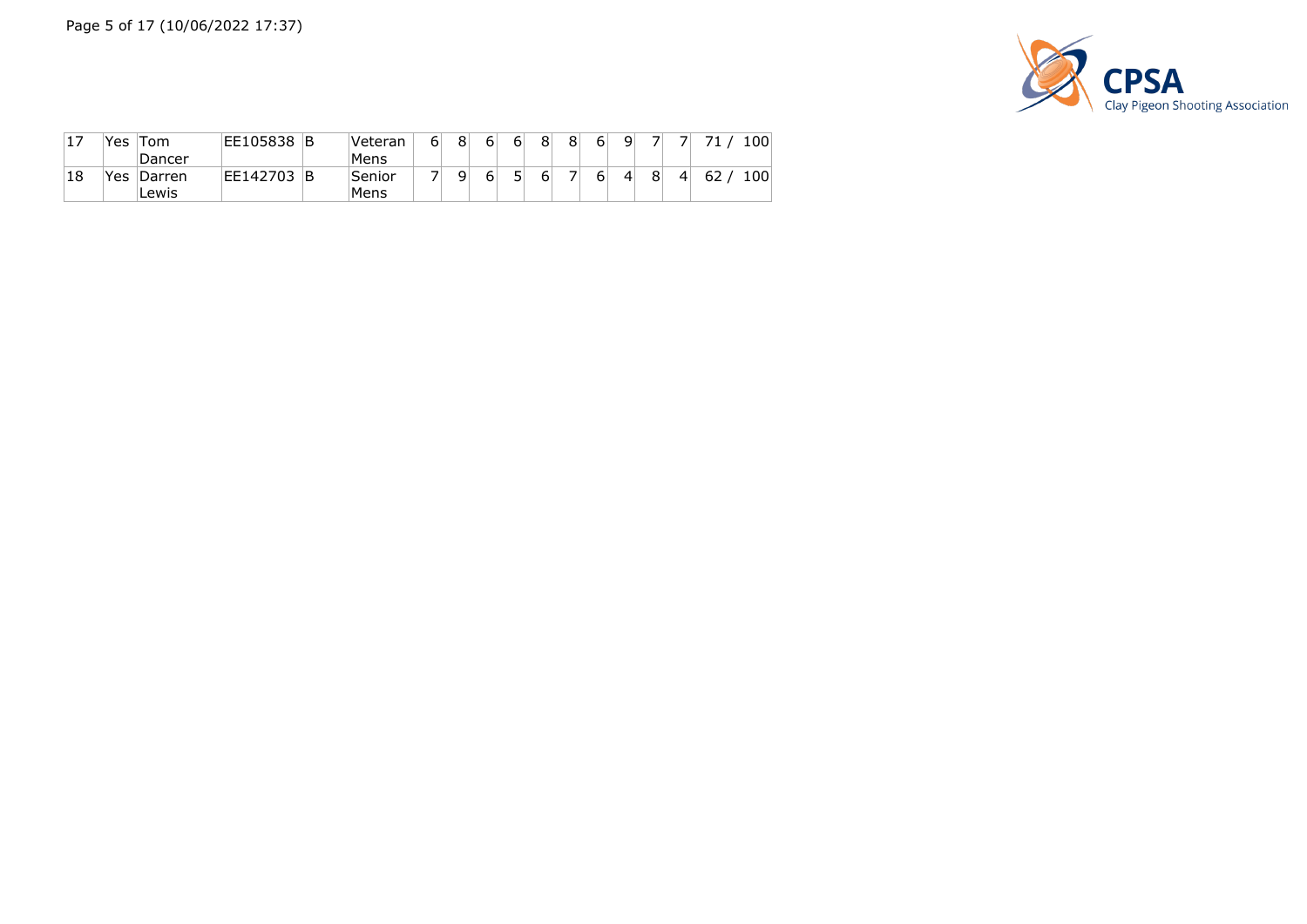| 17 | Yes | Tom Dancer | EE105838 | B | Veteran Mens | 6 | 8 | 6 | 6 | 8 | 8 | 6 | 9 | 7 | 7 | 71 / 100 |
|---|---|---|---|---|---|---|---|---|---|---|---|---|---|---|---|---|
| 18 | Yes | Darren Lewis | EE142703 | B | Senior Mens | 7 | 9 | 6 | 5 | 6 | 7 | 6 | 4 | 8 | 4 | 62 / 100 |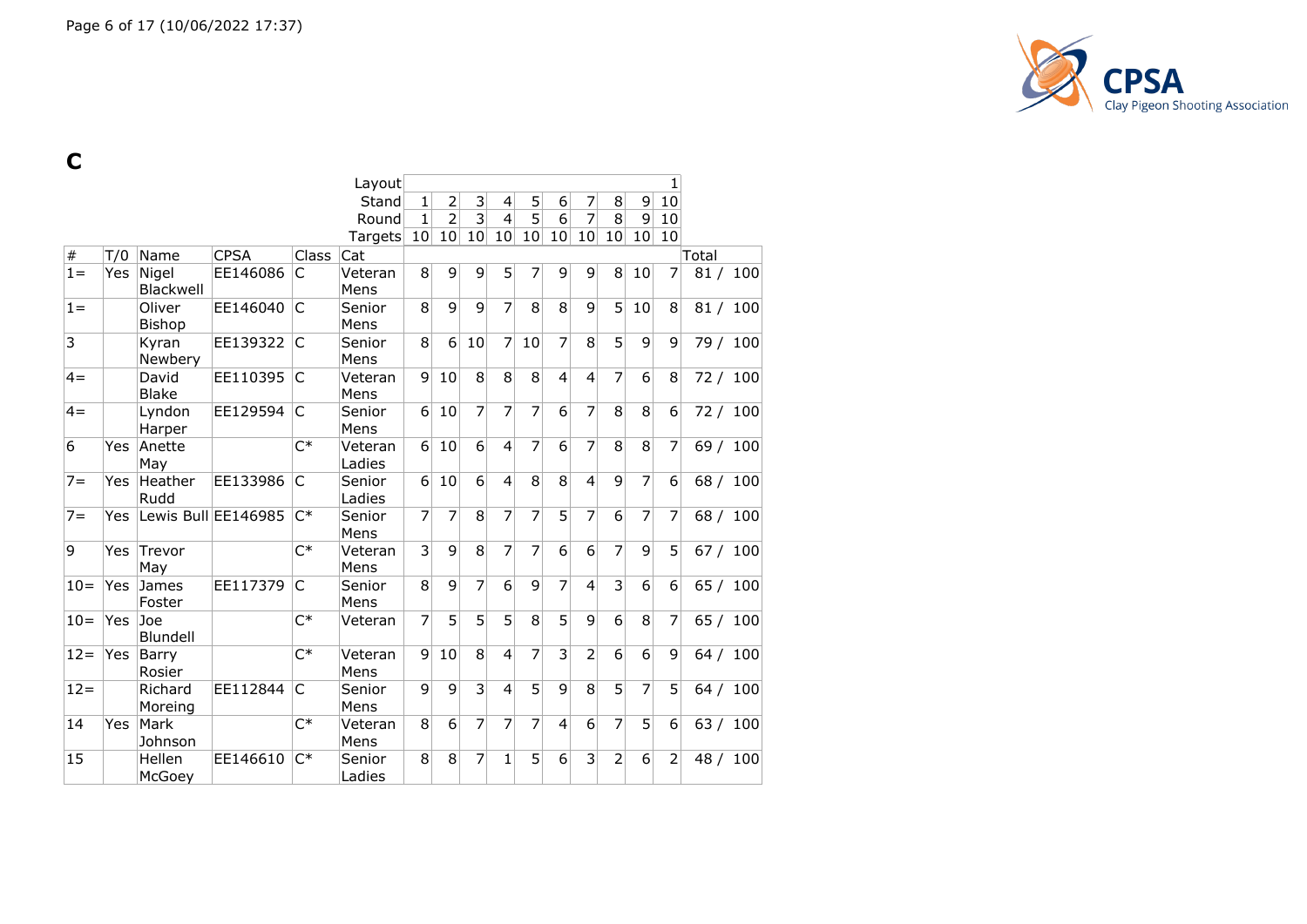# C

| # | T/0 | Name | CPSA | Class | Cat | 1 | 2 | 3 | 4 | 5 | 6 | 7 | 8 | 9 | 10 | Total |
|---|---|---|---|---|---|---|---|---|---|---|---|---|---|---|---|---|
| | | | | | Layout | | | | | | | | | | 1 | |
| | | | | | Stand | 1 | 2 | 3 | 4 | 5 | 6 | 7 | 8 | 9 | 10 | |
| | | | | | Round | 1 | 2 | 3 | 4 | 5 | 6 | 7 | 8 | 9 | 10 | |
| | | | | | Targets | 10 | 10 | 10 | 10 | 10 | 10 | 10 | 10 | 10 | 10 | |
| 1= | Yes | Nigel Blackwell | EE146086 | C | Veteran Mens | 8 | 9 | 9 | 5 | 7 | 9 | 9 | 8 | 10 | 7 | 81 / 100 |
| 1= | | Oliver Bishop | EE146040 | C | Senior Mens | 8 | 9 | 9 | 7 | 8 | 8 | 9 | 5 | 10 | 8 | 81 / 100 |
| 3 | | Kyran Newbery | EE139322 | C | Senior Mens | 8 | 6 | 10 | 7 | 10 | 7 | 8 | 5 | 9 | 9 | 79 / 100 |
| 4= | | David Blake | EE110395 | C | Veteran Mens | 9 | 10 | 8 | 8 | 8 | 4 | 4 | 7 | 6 | 8 | 72 / 100 |
| 4= | | Lyndon Harper | EE129594 | C | Senior Mens | 6 | 10 | 7 | 7 | 7 | 6 | 7 | 8 | 8 | 6 | 72 / 100 |
| 6 | Yes | Anette May | | C* | Veteran Ladies | 6 | 10 | 6 | 4 | 7 | 6 | 7 | 8 | 8 | 7 | 69 / 100 |
| 7= | Yes | Heather Rudd | EE133986 | C | Senior Ladies | 6 | 10 | 6 | 4 | 8 | 8 | 4 | 9 | 7 | 6 | 68 / 100 |
| 7= | Yes | Lewis Bull | EE146985 | C* | Senior Mens | 7 | 7 | 8 | 7 | 7 | 5 | 7 | 6 | 7 | 7 | 68 / 100 |
| 9 | Yes | Trevor May | | C* | Veteran Mens | 3 | 9 | 8 | 7 | 7 | 6 | 6 | 7 | 9 | 5 | 67 / 100 |
| 10= | Yes | James Foster | EE117379 | C | Senior Mens | 8 | 9 | 7 | 6 | 9 | 7 | 4 | 3 | 6 | 6 | 65 / 100 |
| 10= | Yes | Joe Blundell | | C* | Veteran | 7 | 5 | 5 | 5 | 8 | 5 | 9 | 6 | 8 | 7 | 65 / 100 |
| 12= | Yes | Barry Rosier | | C* | Veteran Mens | 9 | 10 | 8 | 4 | 7 | 3 | 2 | 6 | 6 | 9 | 64 / 100 |
| 12= | | Richard Moreing | EE112844 | C | Senior Mens | 9 | 9 | 3 | 4 | 5 | 9 | 8 | 5 | 7 | 5 | 64 / 100 |
| 14 | Yes | Mark Johnson | | C* | Veteran Mens | 8 | 6 | 7 | 7 | 7 | 4 | 6 | 7 | 5 | 6 | 63 / 100 |
| 15 | | Hellen McGoey | EE146610 | C* | Senior Ladies | 8 | 8 | 7 | 1 | 5 | 6 | 3 | 2 | 6 | 2 | 48 / 100 |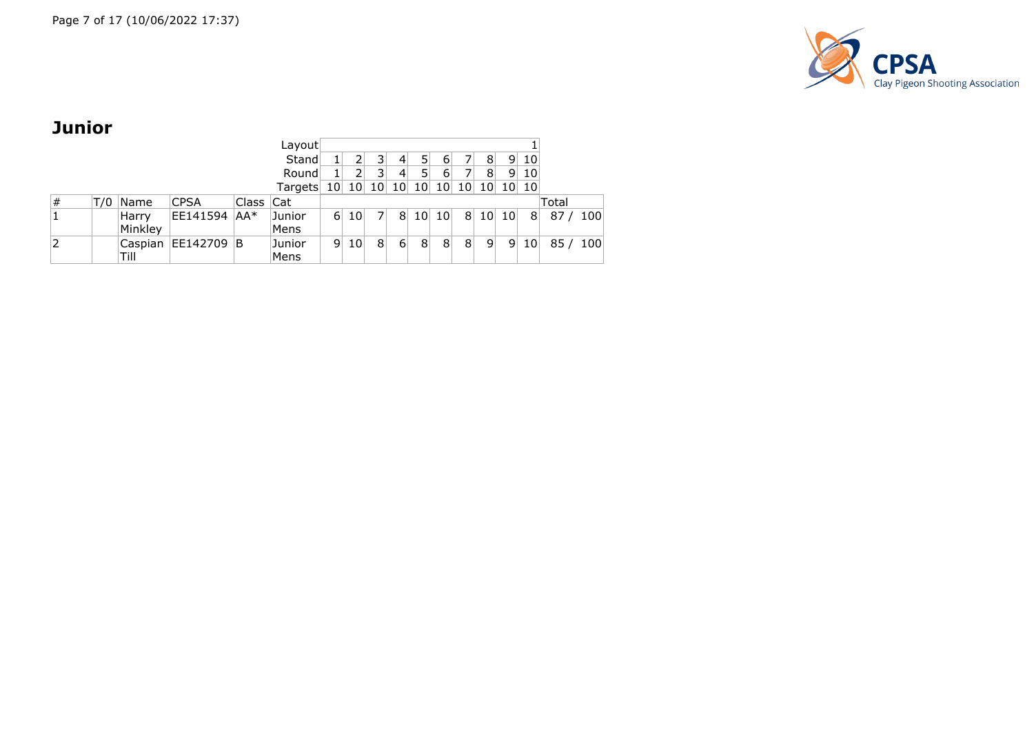## Junior

| | | | | | Layout | | | | | | | | | | 1 | |
|---|---|---|---|---|---|---|---|---|---|---|---|---|---|---|---|---|
| | | | | | Stand | 1 | 2 | 3 | 4 | 5 | 6 | 7 | 8 | 9 | 10 | |
| | | | | | Round | 1 | 2 | 3 | 4 | 5 | 6 | 7 | 8 | 9 | 10 | |
| | | | | | Targets | 10 | 10 | 10 | 10 | 10 | 10 | 10 | 10 | 10 | 10 | |
| # | T/0 | Name | CPSA | Class | Cat | | | | | | | | | | | Total |
| 1 | | Harry Minkley | EE141594 | AA* | Junior Mens | 6 | 10 | 7 | 8 | 10 | 10 | 8 | 10 | 10 | 8 | 87 / 100 |
| 2 | | Caspian Till | EE142709 | B | Junior Mens | 9 | 10 | 8 | 6 | 8 | 8 | 8 | 9 | 9 | 10 | 85 / 100 |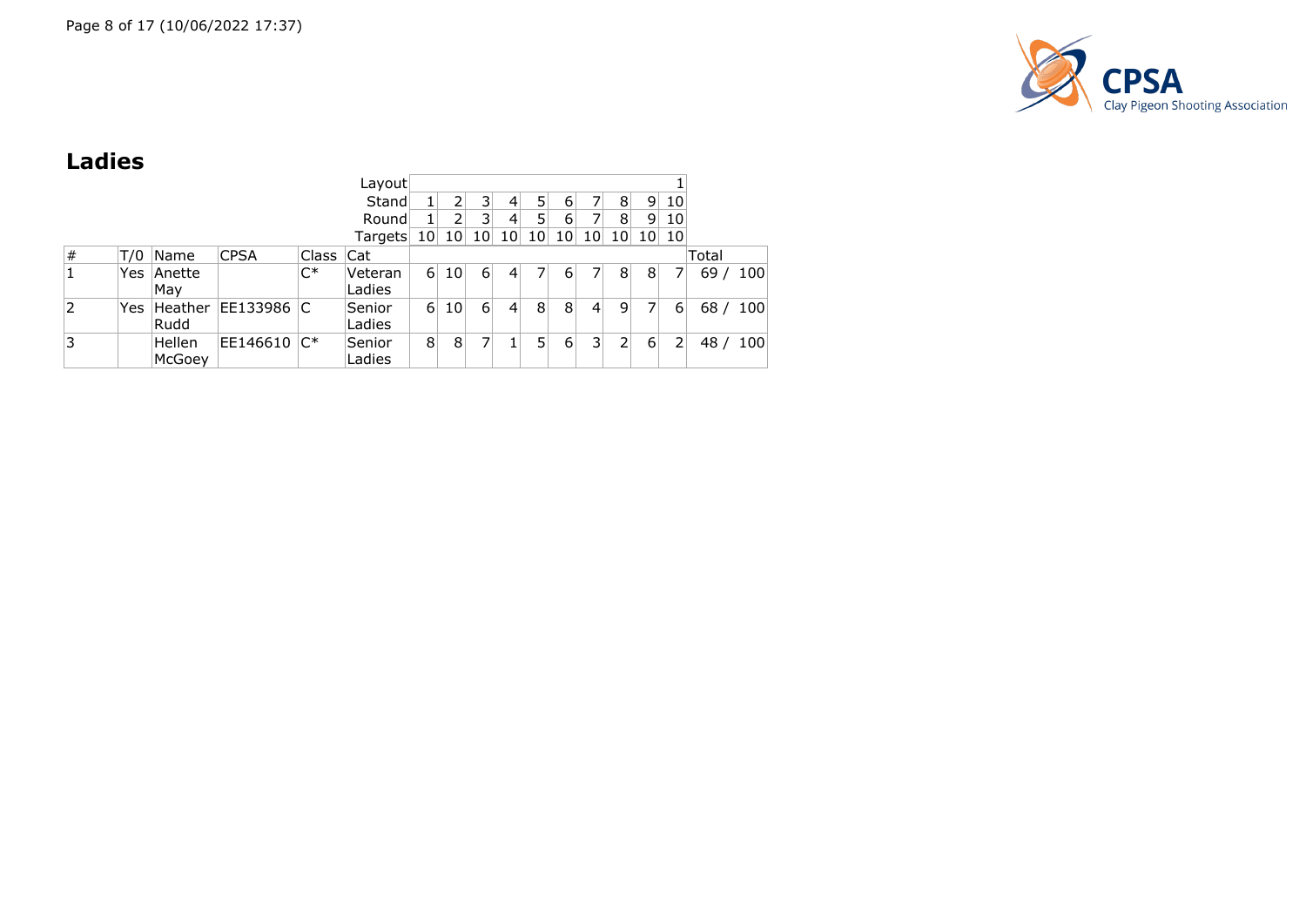## Ladies

| # | T/0 | Name | CPSA | Class | Cat | 1 | 2 | 3 | 4 | 5 | 6 | 7 | 8 | 9 | 10 | Total |
|---|---|---|---|---|---|---|---|---|---|---|---|---|---|---|---|---|
| | | | | | Layout | | | | | | | | | | 1 | |
| | | | | | Stand | 1 | 2 | 3 | 4 | 5 | 6 | 7 | 8 | 9 | 10 | |
| | | | | | Round | 1 | 2 | 3 | 4 | 5 | 6 | 7 | 8 | 9 | 10 | |
| | | | | | Targets | 10 | 10 | 10 | 10 | 10 | 10 | 10 | 10 | 10 | 10 | |
| 1 | Yes | Anette May | | C* | Veteran Ladies | 6 | 10 | 6 | 4 | 7 | 6 | 7 | 8 | 8 | 7 | 69 / 100 |
| 2 | Yes | Heather Rudd | EE133986 | C | Senior Ladies | 6 | 10 | 6 | 4 | 8 | 8 | 4 | 9 | 7 | 6 | 68 / 100 |
| 3 | | Hellen McGoey | EE146610 | C* | Senior Ladies | 8 | 8 | 7 | 1 | 5 | 6 | 3 | 2 | 6 | 2 | 48 / 100 |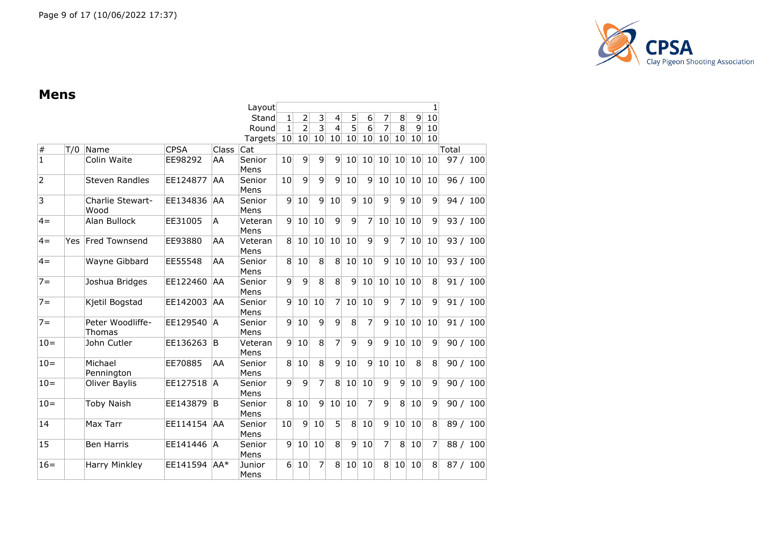## Mens

| # | T/O | Name | CPSA | Class | Cat | 1 | 2 | 3 | 4 | 5 | 6 | 7 | 8 | 9 | 10 | Total |
|---|---|---|---|---|---|---|---|---|---|---|---|---|---|---|---|---|
| | | | | | Layout | | | | | | | | | | 1 | |
| | | | | | Stand | 1 | 2 | 3 | 4 | 5 | 6 | 7 | 8 | 9 | 10 | |
| | | | | | Round | 1 | 2 | 3 | 4 | 5 | 6 | 7 | 8 | 9 | 10 | |
| | | | | | Targets | 10 | 10 | 10 | 10 | 10 | 10 | 10 | 10 | 10 | 10 | |
| 1 | | Colin Waite | EE98292 | AA | Senior Mens | 10 | 9 | 9 | 9 | 10 | 10 | 10 | 10 | 10 | 10 | 97 / 100 |
| 2 | | Steven Randles | EE124877 | AA | Senior Mens | 10 | 9 | 9 | 9 | 10 | 9 | 10 | 10 | 10 | 10 | 96 / 100 |
| 3 | | Charlie Stewart-Wood | EE134836 | AA | Senior Mens | 9 | 10 | 9 | 10 | 9 | 10 | 9 | 9 | 10 | 9 | 94 / 100 |
| 4= | | Alan Bullock | EE31005 | A | Veteran Mens | 9 | 10 | 10 | 9 | 9 | 7 | 10 | 10 | 10 | 9 | 93 / 100 |
| 4= | Yes | Fred Townsend | EE93880 | AA | Veteran Mens | 8 | 10 | 10 | 10 | 10 | 9 | 9 | 7 | 10 | 10 | 93 / 100 |
| 4= | | Wayne Gibbard | EE55548 | AA | Senior Mens | 8 | 10 | 8 | 8 | 10 | 10 | 9 | 10 | 10 | 10 | 93 / 100 |
| 7= | | Joshua Bridges | EE122460 | AA | Senior Mens | 9 | 9 | 8 | 8 | 9 | 10 | 10 | 10 | 10 | 8 | 91 / 100 |
| 7= | | Kjetil Bogstad | EE142003 | AA | Senior Mens | 9 | 10 | 10 | 7 | 10 | 10 | 9 | 7 | 10 | 9 | 91 / 100 |
| 7= | | Peter Woodliffe-Thomas | EE129540 | A | Senior Mens | 9 | 10 | 9 | 9 | 8 | 7 | 9 | 10 | 10 | 10 | 91 / 100 |
| 10= | | John Cutler | EE136263 | B | Veteran Mens | 9 | 10 | 8 | 7 | 9 | 9 | 9 | 10 | 10 | 9 | 90 / 100 |
| 10= | | Michael Pennington | EE70885 | AA | Senior Mens | 8 | 10 | 8 | 9 | 10 | 9 | 10 | 10 | 8 | 8 | 90 / 100 |
| 10= | | Oliver Baylis | EE127518 | A | Senior Mens | 9 | 9 | 7 | 8 | 10 | 10 | 9 | 9 | 10 | 9 | 90 / 100 |
| 10= | | Toby Naish | EE143879 | B | Senior Mens | 8 | 10 | 9 | 10 | 10 | 7 | 9 | 8 | 10 | 9 | 90 / 100 |
| 14 | | Max Tarr | EE114154 | AA | Senior Mens | 10 | 9 | 10 | 5 | 8 | 10 | 9 | 10 | 10 | 8 | 89 / 100 |
| 15 | | Ben Harris | EE141446 | A | Senior Mens | 9 | 10 | 10 | 8 | 9 | 10 | 7 | 8 | 10 | 7 | 88 / 100 |
| 16= | | Harry Minkley | EE141594 | AA* | Junior Mens | 6 | 10 | 7 | 8 | 10 | 10 | 8 | 10 | 10 | 8 | 87 / 100 |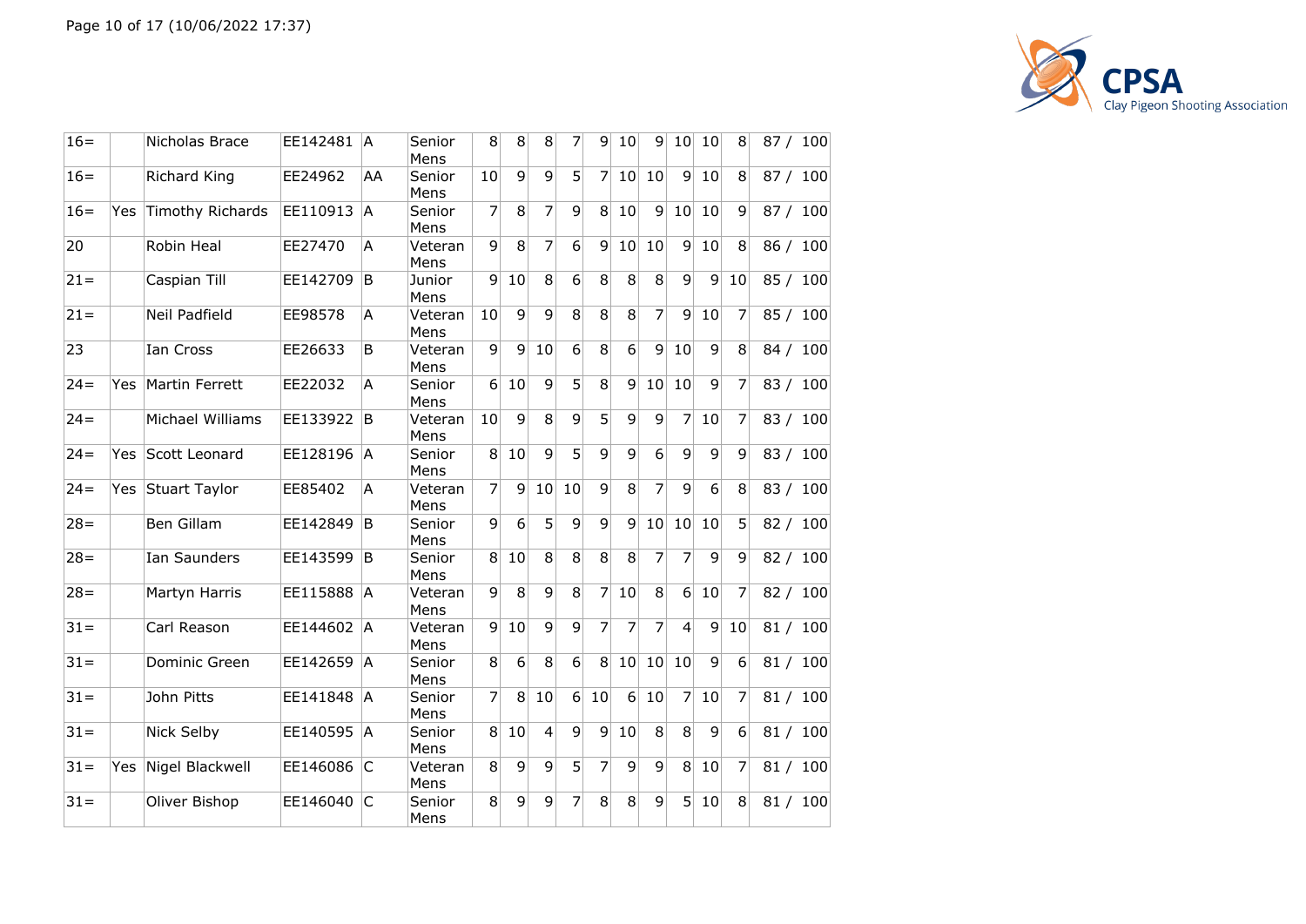| | | | | | | | | | | | | | | | | |
|---|---|---|---|---|---|---|---|---|---|---|---|---|---|---|---|---|
| 16= | | Nicholas Brace | EE142481 | A | Senior Mens | 8 | 8 | 8 | 7 | 9 | 10 | 9 | 10 | 10 | 8 | 87 / 100 |
| 16= | | Richard King | EE24962 | AA | Senior Mens | 10 | 9 | 9 | 5 | 7 | 10 | 10 | 9 | 10 | 8 | 87 / 100 |
| 16= | Yes | Timothy Richards | EE110913 | A | Senior Mens | 7 | 8 | 7 | 9 | 8 | 10 | 9 | 10 | 10 | 9 | 87 / 100 |
| 20 | | Robin Heal | EE27470 | A | Veteran Mens | 9 | 8 | 7 | 6 | 9 | 10 | 10 | 9 | 10 | 8 | 86 / 100 |
| 21= | | Caspian Till | EE142709 | B | Junior Mens | 9 | 10 | 8 | 6 | 8 | 8 | 8 | 9 | 9 | 10 | 85 / 100 |
| 21= | | Neil Padfield | EE98578 | A | Veteran Mens | 10 | 9 | 9 | 8 | 8 | 8 | 7 | 9 | 10 | 7 | 85 / 100 |
| 23 | | Ian Cross | EE26633 | B | Veteran Mens | 9 | 9 | 10 | 6 | 8 | 6 | 9 | 10 | 9 | 8 | 84 / 100 |
| 24= | Yes | Martin Ferrett | EE22032 | A | Senior Mens | 6 | 10 | 9 | 5 | 8 | 9 | 10 | 10 | 9 | 7 | 83 / 100 |
| 24= | | Michael Williams | EE133922 | B | Veteran Mens | 10 | 9 | 8 | 9 | 5 | 9 | 9 | 7 | 10 | 7 | 83 / 100 |
| 24= | Yes | Scott Leonard | EE128196 | A | Senior Mens | 8 | 10 | 9 | 5 | 9 | 9 | 6 | 9 | 9 | 9 | 83 / 100 |
| 24= | Yes | Stuart Taylor | EE85402 | A | Veteran Mens | 7 | 9 | 10 | 10 | 9 | 8 | 7 | 9 | 6 | 8 | 83 / 100 |
| 28= | | Ben Gillam | EE142849 | B | Senior Mens | 9 | 6 | 5 | 9 | 9 | 9 | 10 | 10 | 10 | 5 | 82 / 100 |
| 28= | | Ian Saunders | EE143599 | B | Senior Mens | 8 | 10 | 8 | 8 | 8 | 8 | 7 | 7 | 9 | 9 | 82 / 100 |
| 28= | | Martyn Harris | EE115888 | A | Veteran Mens | 9 | 8 | 9 | 8 | 7 | 10 | 8 | 6 | 10 | 7 | 82 / 100 |
| 31= | | Carl Reason | EE144602 | A | Veteran Mens | 9 | 10 | 9 | 9 | 7 | 7 | 7 | 4 | 9 | 10 | 81 / 100 |
| 31= | | Dominic Green | EE142659 | A | Senior Mens | 8 | 6 | 8 | 6 | 8 | 10 | 10 | 10 | 9 | 6 | 81 / 100 |
| 31= | | John Pitts | EE141848 | A | Senior Mens | 7 | 8 | 10 | 6 | 10 | 6 | 10 | 7 | 10 | 7 | 81 / 100 |
| 31= | | Nick Selby | EE140595 | A | Senior Mens | 8 | 10 | 4 | 9 | 9 | 10 | 8 | 8 | 9 | 6 | 81 / 100 |
| 31= | Yes | Nigel Blackwell | EE146086 | C | Veteran Mens | 8 | 9 | 9 | 5 | 7 | 9 | 9 | 8 | 10 | 7 | 81 / 100 |
| 31= | | Oliver Bishop | EE146040 | C | Senior Mens | 8 | 9 | 9 | 7 | 8 | 8 | 9 | 5 | 10 | 8 | 81 / 100 |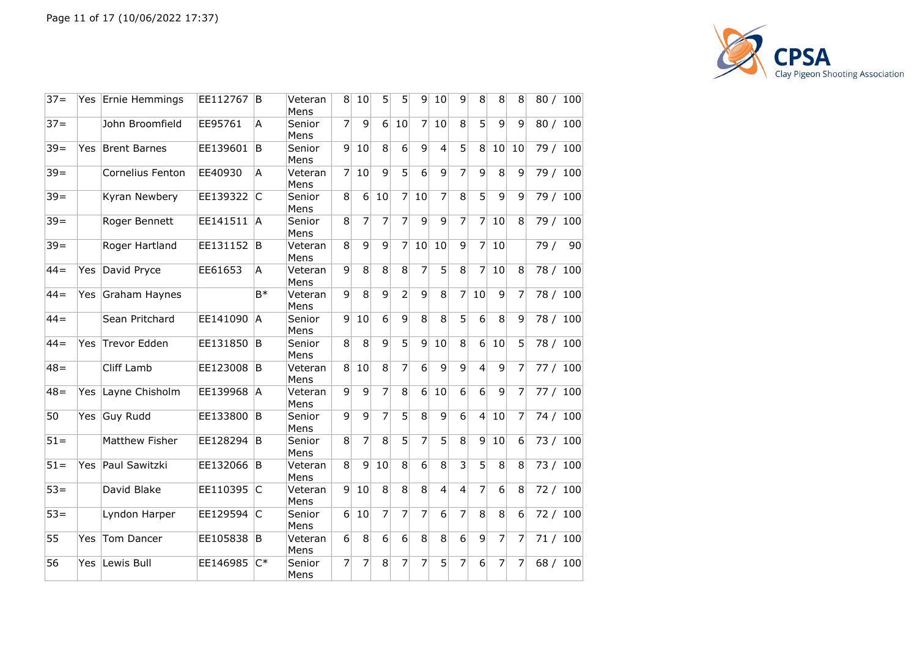| | | | | | | | | | | | | | | | | | |
|---|---|---|---|---|---|---|---|---|---|---|---|---|---|---|---|---|---|
| 37= | Yes | Ernie Hemmings | EE112767 | B | Veteran Mens | 8 | 10 | 5 | 5 | 9 | 10 | 9 | 8 | 8 | 8 | 80 / | 100 |
| 37= | | John Broomfield | EE95761 | A | Senior Mens | 7 | 9 | 6 | 10 | 7 | 10 | 8 | 5 | 9 | 9 | 80 / | 100 |
| 39= | Yes | Brent Barnes | EE139601 | B | Senior Mens | 9 | 10 | 8 | 6 | 9 | 4 | 5 | 8 | 10 | 10 | 79 / | 100 |
| 39= | | Cornelius Fenton | EE40930 | A | Veteran Mens | 7 | 10 | 9 | 5 | 6 | 9 | 7 | 9 | 8 | 9 | 79 / | 100 |
| 39= | | Kyran Newbery | EE139322 | C | Senior Mens | 8 | 6 | 10 | 7 | 10 | 7 | 8 | 5 | 9 | 9 | 79 / | 100 |
| 39= | | Roger Bennett | EE141511 | A | Senior Mens | 8 | 7 | 7 | 7 | 9 | 9 | 7 | 7 | 10 | 8 | 79 / | 100 |
| 39= | | Roger Hartland | EE131152 | B | Veteran Mens | 8 | 9 | 9 | 7 | 10 | 10 | 9 | 7 | 10 | | 79 / | 90 |
| 44= | Yes | David Pryce | EE61653 | A | Veteran Mens | 9 | 8 | 8 | 8 | 7 | 5 | 8 | 7 | 10 | 8 | 78 / | 100 |
| 44= | Yes | Graham Haynes | | B* | Veteran Mens | 9 | 8 | 9 | 2 | 9 | 8 | 7 | 10 | 9 | 7 | 78 / | 100 |
| 44= | | Sean Pritchard | EE141090 | A | Senior Mens | 9 | 10 | 6 | 9 | 8 | 8 | 5 | 6 | 8 | 9 | 78 / | 100 |
| 44= | Yes | Trevor Edden | EE131850 | B | Senior Mens | 8 | 8 | 9 | 5 | 9 | 10 | 8 | 6 | 10 | 5 | 78 / | 100 |
| 48= | | Cliff Lamb | EE123008 | B | Veteran Mens | 8 | 10 | 8 | 7 | 6 | 9 | 9 | 4 | 9 | 7 | 77 / | 100 |
| 48= | Yes | Layne Chisholm | EE139968 | A | Veteran Mens | 9 | 9 | 7 | 8 | 6 | 10 | 6 | 6 | 9 | 7 | 77 / | 100 |
| 50 | Yes | Guy Rudd | EE133800 | B | Senior Mens | 9 | 9 | 7 | 5 | 8 | 9 | 6 | 4 | 10 | 7 | 74 / | 100 |
| 51= | | Matthew Fisher | EE128294 | B | Senior Mens | 8 | 7 | 8 | 5 | 7 | 5 | 8 | 9 | 10 | 6 | 73 / | 100 |
| 51= | Yes | Paul Sawitzki | EE132066 | B | Veteran Mens | 8 | 9 | 10 | 8 | 6 | 8 | 3 | 5 | 8 | 8 | 73 / | 100 |
| 53= | | David Blake | EE110395 | C | Veteran Mens | 9 | 10 | 8 | 8 | 8 | 4 | 4 | 7 | 6 | 8 | 72 / | 100 |
| 53= | | Lyndon Harper | EE129594 | C | Senior Mens | 6 | 10 | 7 | 7 | 7 | 6 | 7 | 8 | 8 | 6 | 72 / | 100 |
| 55 | Yes | Tom Dancer | EE105838 | B | Veteran Mens | 6 | 8 | 6 | 6 | 8 | 8 | 6 | 9 | 7 | 7 | 71 / | 100 |
| 56 | Yes | Lewis Bull | EE146985 | C* | Senior Mens | 7 | 7 | 8 | 7 | 7 | 5 | 7 | 6 | 7 | 7 | 68 / | 100 |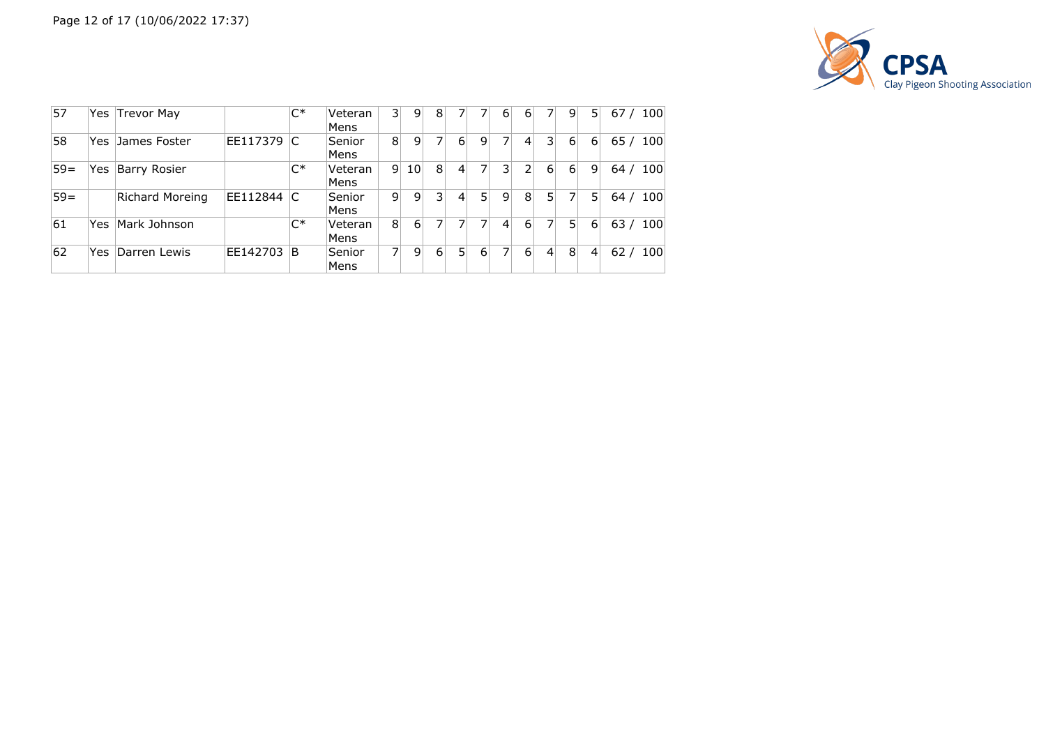| 57 | Yes | Trevor May | | C* | Veteran Mens | 3 | 9 | 8 | 7 | 7 | 6 | 6 | 7 | 9 | 5 | 67 / 100 |
|---|---|---|---|---|---|---|---|---|---|---|---|---|---|---|---|---|
| 58 | Yes | James Foster | EE117379 | C | Senior Mens | 8 | 9 | 7 | 6 | 9 | 7 | 4 | 3 | 6 | 6 | 65 / 100 |
| 59= | Yes | Barry Rosier | | C* | Veteran Mens | 9 | 10 | 8 | 4 | 7 | 3 | 2 | 6 | 6 | 9 | 64 / 100 |
| 59= | | Richard Moreing | EE112844 | C | Senior Mens | 9 | 9 | 3 | 4 | 5 | 9 | 8 | 5 | 7 | 5 | 64 / 100 |
| 61 | Yes | Mark Johnson | | C* | Veteran Mens | 8 | 6 | 7 | 7 | 7 | 4 | 6 | 7 | 5 | 6 | 63 / 100 |
| 62 | Yes | Darren Lewis | EE142703 | B | Senior Mens | 7 | 9 | 6 | 5 | 6 | 7 | 6 | 4 | 8 | 4 | 62 / 100 |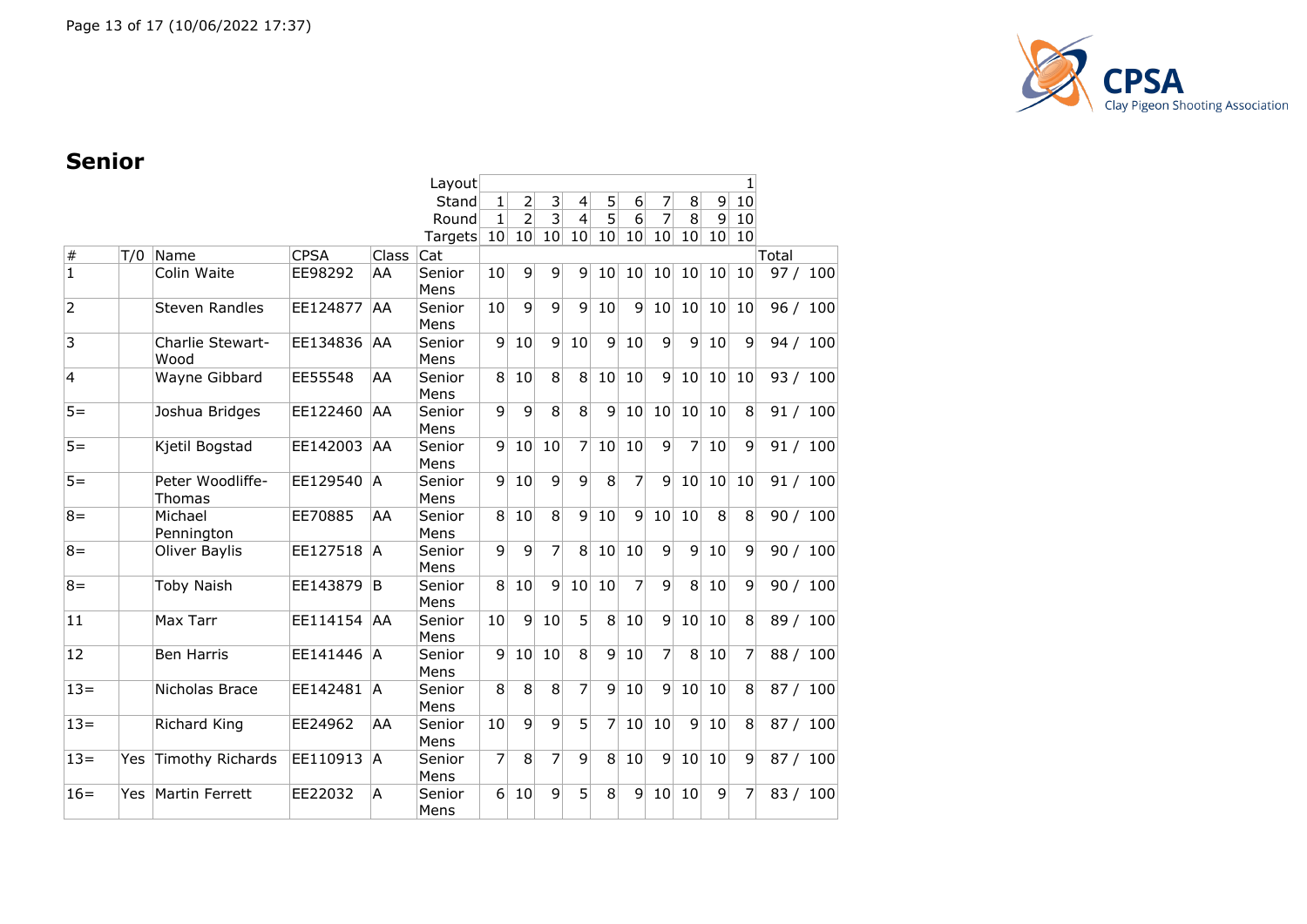## Senior

| # | T/0 | Name | CPSA | Class | Cat | 1 | 2 | 3 | 4 | 5 | 6 | 7 | 8 | 9 | 10 | Total |
|---|---|---|---|---|---|---|---|---|---|---|---|---|---|---|---|---|
| | | | | | Layout | | | | | | | | | | 1 | |
| | | | | | Stand | 1 | 2 | 3 | 4 | 5 | 6 | 7 | 8 | 9 | 10 | |
| | | | | | Round | 1 | 2 | 3 | 4 | 5 | 6 | 7 | 8 | 9 | 10 | |
| | | | | | Targets | 10 | 10 | 10 | 10 | 10 | 10 | 10 | 10 | 10 | 10 | |
| 1 | | Colin Waite | EE98292 | AA | Senior Mens | 10 | 9 | 9 | 9 | 10 | 10 | 10 | 10 | 10 | 10 | 97 / 100 |
| 2 | | Steven Randles | EE124877 | AA | Senior Mens | 10 | 9 | 9 | 9 | 10 | 9 | 10 | 10 | 10 | 10 | 96 / 100 |
| 3 | | Charlie Stewart-Wood | EE134836 | AA | Senior Mens | 9 | 10 | 9 | 10 | 9 | 10 | 9 | 9 | 10 | 9 | 94 / 100 |
| 4 | | Wayne Gibbard | EE55548 | AA | Senior Mens | 8 | 10 | 8 | 8 | 10 | 10 | 9 | 10 | 10 | 10 | 93 / 100 |
| 5= | | Joshua Bridges | EE122460 | AA | Senior Mens | 9 | 9 | 8 | 8 | 9 | 10 | 10 | 10 | 10 | 8 | 91 / 100 |
| 5= | | Kjetil Bogstad | EE142003 | AA | Senior Mens | 9 | 10 | 10 | 7 | 10 | 10 | 9 | 7 | 10 | 9 | 91 / 100 |
| 5= | | Peter Woodliffe-Thomas | EE129540 | A | Senior Mens | 9 | 10 | 9 | 9 | 8 | 7 | 9 | 10 | 10 | 10 | 91 / 100 |
| 8= | | Michael Pennington | EE70885 | AA | Senior Mens | 8 | 10 | 8 | 9 | 10 | 9 | 10 | 10 | 8 | 8 | 90 / 100 |
| 8= | | Oliver Baylis | EE127518 | A | Senior Mens | 9 | 9 | 7 | 8 | 10 | 10 | 9 | 9 | 10 | 9 | 90 / 100 |
| 8= | | Toby Naish | EE143879 | B | Senior Mens | 8 | 10 | 9 | 10 | 10 | 7 | 9 | 8 | 10 | 9 | 90 / 100 |
| 11 | | Max Tarr | EE114154 | AA | Senior Mens | 10 | 9 | 10 | 5 | 8 | 10 | 9 | 10 | 10 | 8 | 89 / 100 |
| 12 | | Ben Harris | EE141446 | A | Senior Mens | 9 | 10 | 10 | 8 | 9 | 10 | 7 | 8 | 10 | 7 | 88 / 100 |
| 13= | | Nicholas Brace | EE142481 | A | Senior Mens | 8 | 8 | 8 | 7 | 9 | 10 | 9 | 10 | 10 | 8 | 87 / 100 |
| 13= | | Richard King | EE24962 | AA | Senior Mens | 10 | 9 | 9 | 5 | 7 | 10 | 10 | 9 | 10 | 8 | 87 / 100 |
| 13= | Yes | Timothy Richards | EE110913 | A | Senior Mens | 7 | 8 | 7 | 9 | 8 | 10 | 9 | 10 | 10 | 9 | 87 / 100 |
| 16= | Yes | Martin Ferrett | EE22032 | A | Senior Mens | 6 | 10 | 9 | 5 | 8 | 9 | 10 | 10 | 9 | 7 | 83 / 100 |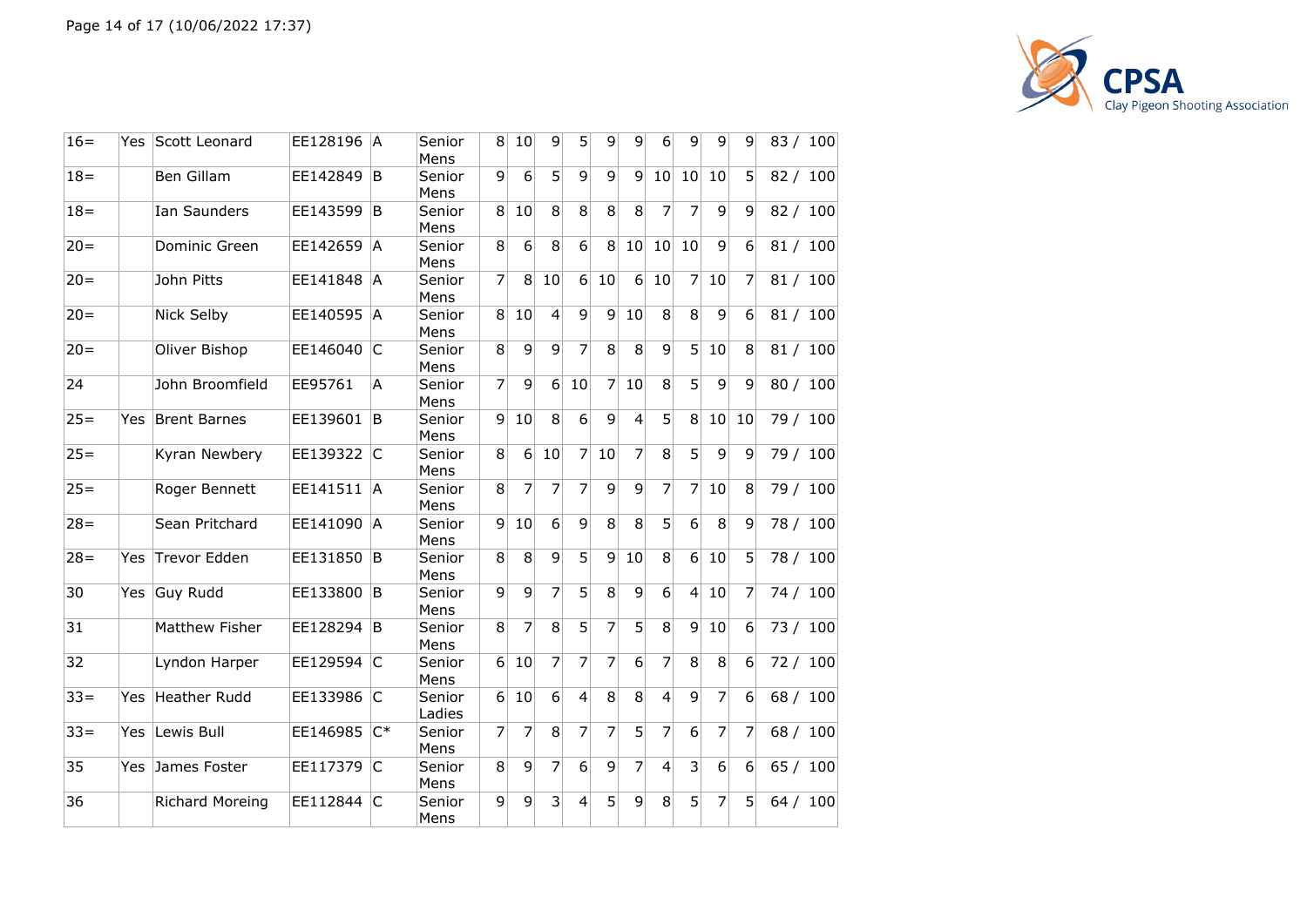| | | | | | | | | | | | | | | | | |
|---|---|---|---|---|---|---|---|---|---|---|---|---|---|---|---|---|
| 16= | Yes | Scott Leonard | EE128196 | A | Senior Mens | 8 | 10 | 9 | 5 | 9 | 9 | 6 | 9 | 9 | 9 | 83 / 100 |
| 18= | | Ben Gillam | EE142849 | B | Senior Mens | 9 | 6 | 5 | 9 | 9 | 9 | 10 | 10 | 10 | 5 | 82 / 100 |
| 18= | | Ian Saunders | EE143599 | B | Senior Mens | 8 | 10 | 8 | 8 | 8 | 8 | 7 | 7 | 9 | 9 | 82 / 100 |
| 20= | | Dominic Green | EE142659 | A | Senior Mens | 8 | 6 | 8 | 6 | 8 | 10 | 10 | 10 | 9 | 6 | 81 / 100 |
| 20= | | John Pitts | EE141848 | A | Senior Mens | 7 | 8 | 10 | 6 | 10 | 6 | 10 | 7 | 10 | 7 | 81 / 100 |
| 20= | | Nick Selby | EE140595 | A | Senior Mens | 8 | 10 | 4 | 9 | 9 | 10 | 8 | 8 | 9 | 6 | 81 / 100 |
| 20= | | Oliver Bishop | EE146040 | C | Senior Mens | 8 | 9 | 9 | 7 | 8 | 8 | 9 | 5 | 10 | 8 | 81 / 100 |
| 24 | | John Broomfield | EE95761 | A | Senior Mens | 7 | 9 | 6 | 10 | 7 | 10 | 8 | 5 | 9 | 9 | 80 / 100 |
| 25= | Yes | Brent Barnes | EE139601 | B | Senior Mens | 9 | 10 | 8 | 6 | 9 | 4 | 5 | 8 | 10 | 10 | 79 / 100 |
| 25= | | Kyran Newbery | EE139322 | C | Senior Mens | 8 | 6 | 10 | 7 | 10 | 7 | 8 | 5 | 9 | 9 | 79 / 100 |
| 25= | | Roger Bennett | EE141511 | A | Senior Mens | 8 | 7 | 7 | 7 | 9 | 9 | 7 | 7 | 10 | 8 | 79 / 100 |
| 28= | | Sean Pritchard | EE141090 | A | Senior Mens | 9 | 10 | 6 | 9 | 8 | 8 | 5 | 6 | 8 | 9 | 78 / 100 |
| 28= | Yes | Trevor Edden | EE131850 | B | Senior Mens | 8 | 8 | 9 | 5 | 9 | 10 | 8 | 6 | 10 | 5 | 78 / 100 |
| 30 | Yes | Guy Rudd | EE133800 | B | Senior Mens | 9 | 9 | 7 | 5 | 8 | 9 | 6 | 4 | 10 | 7 | 74 / 100 |
| 31 | | Matthew Fisher | EE128294 | B | Senior Mens | 8 | 7 | 8 | 5 | 7 | 5 | 8 | 9 | 10 | 6 | 73 / 100 |
| 32 | | Lyndon Harper | EE129594 | C | Senior Mens | 6 | 10 | 7 | 7 | 7 | 6 | 7 | 8 | 8 | 6 | 72 / 100 |
| 33= | Yes | Heather Rudd | EE133986 | C | Senior Ladies | 6 | 10 | 6 | 4 | 8 | 8 | 4 | 9 | 7 | 6 | 68 / 100 |
| 33= | Yes | Lewis Bull | EE146985 | C* | Senior Mens | 7 | 7 | 8 | 7 | 7 | 5 | 7 | 6 | 7 | 7 | 68 / 100 |
| 35 | Yes | James Foster | EE117379 | C | Senior Mens | 8 | 9 | 7 | 6 | 9 | 7 | 4 | 3 | 6 | 6 | 65 / 100 |
| 36 | | Richard Moreing | EE112844 | C | Senior Mens | 9 | 9 | 3 | 4 | 5 | 9 | 8 | 5 | 7 | 5 | 64 / 100 |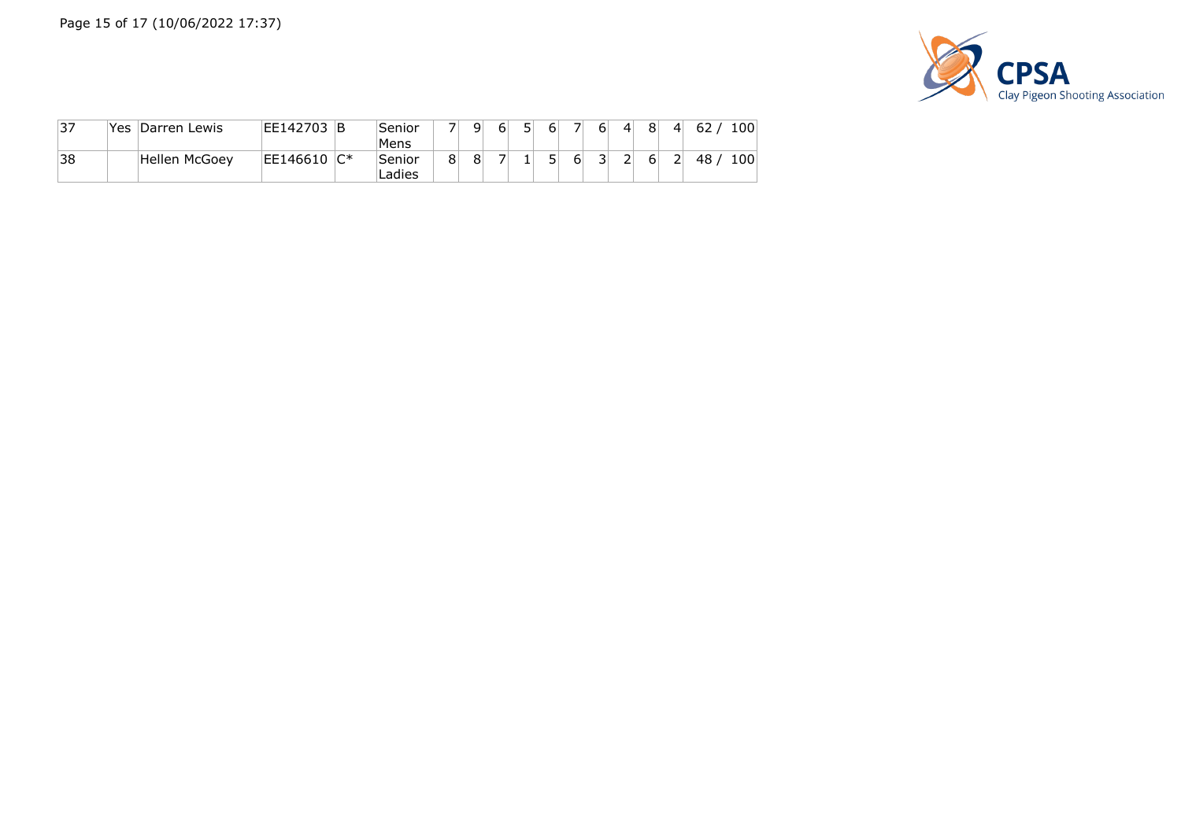| | | | | | | | | | | | | | | | | |
|---|---|---|---|---|---|---|---|---|---|---|---|---|---|---|---|---|
| 37 | Yes | Darren Lewis | EE142703 | B | Senior Mens | 7 | 9 | 6 | 5 | 6 | 7 | 6 | 4 | 8 | 4 | 62 / 100 |
| 38 | | Hellen McGoey | EE146610 | C* | Senior Ladies | 8 | 8 | 7 | 1 | 5 | 6 | 3 | 2 | 6 | 2 | 48 / 100 |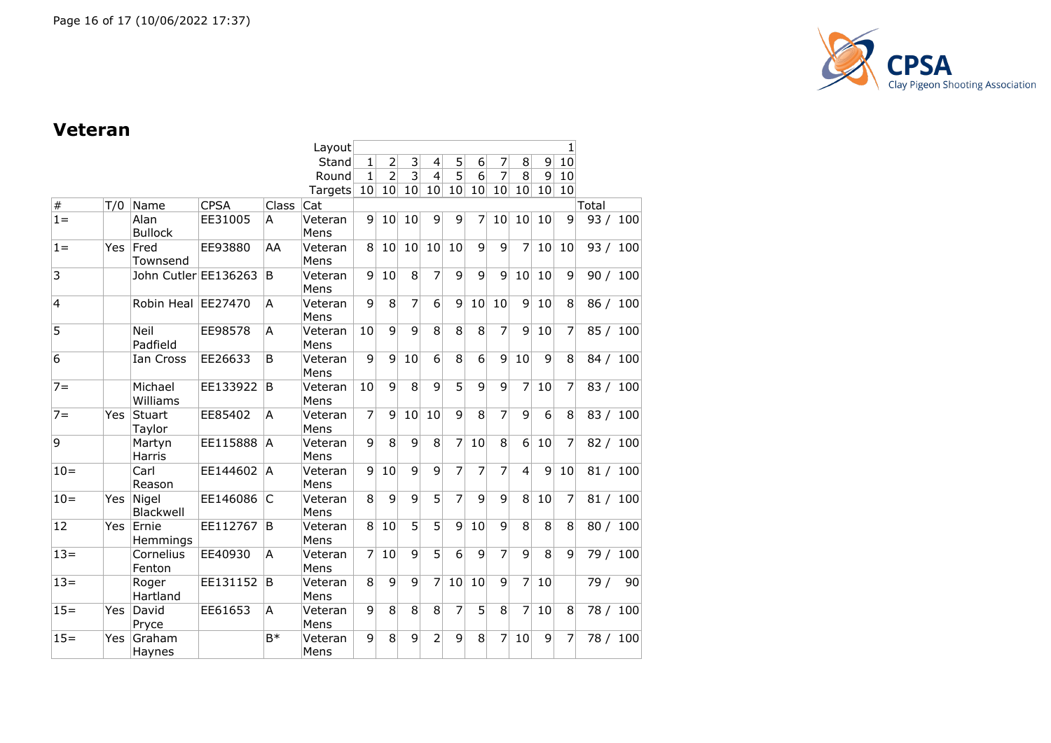## Veteran

| # | T/0 | Name | CPSA | Class | Cat | 1 | 2 | 3 | 4 | 5 | 6 | 7 | 8 | 9 | 10 | Total |
|---|---|---|---|---|---|---|---|---|---|---|---|---|---|---|---|---|
| | | | | | Layout | | | | | | | | | | 1 | |
| | | | | | Stand | 1 | 2 | 3 | 4 | 5 | 6 | 7 | 8 | 9 | 10 | |
| | | | | | Round | 1 | 2 | 3 | 4 | 5 | 6 | 7 | 8 | 9 | 10 | |
| | | | | | Targets | 10 | 10 | 10 | 10 | 10 | 10 | 10 | 10 | 10 | 10 | |
| 1= | | Alan Bullock | EE31005 | A | Veteran Mens | 9 | 10 | 10 | 9 | 9 | 7 | 10 | 10 | 10 | 9 | 93 / 100 |
| 1= | Yes | Fred Townsend | EE93880 | AA | Veteran Mens | 8 | 10 | 10 | 10 | 10 | 9 | 9 | 7 | 10 | 10 | 93 / 100 |
| 3 | | John Cutler | EE136263 | B | Veteran Mens | 9 | 10 | 8 | 7 | 9 | 9 | 9 | 10 | 10 | 9 | 90 / 100 |
| 4 | | Robin Heal | EE27470 | A | Veteran Mens | 9 | 8 | 7 | 6 | 9 | 10 | 10 | 9 | 10 | 8 | 86 / 100 |
| 5 | | Neil Padfield | EE98578 | A | Veteran Mens | 10 | 9 | 9 | 8 | 8 | 8 | 7 | 9 | 10 | 7 | 85 / 100 |
| 6 | | Ian Cross | EE26633 | B | Veteran Mens | 9 | 9 | 10 | 6 | 8 | 6 | 9 | 10 | 9 | 8 | 84 / 100 |
| 7= | | Michael Williams | EE133922 | B | Veteran Mens | 10 | 9 | 8 | 9 | 5 | 9 | 9 | 7 | 10 | 7 | 83 / 100 |
| 7= | Yes | Stuart Taylor | EE85402 | A | Veteran Mens | 7 | 9 | 10 | 10 | 9 | 8 | 7 | 9 | 6 | 8 | 83 / 100 |
| 9 | | Martyn Harris | EE115888 | A | Veteran Mens | 9 | 8 | 9 | 8 | 7 | 10 | 8 | 6 | 10 | 7 | 82 / 100 |
| 10= | | Carl Reason | EE144602 | A | Veteran Mens | 9 | 10 | 9 | 9 | 7 | 7 | 7 | 4 | 9 | 10 | 81 / 100 |
| 10= | Yes | Nigel Blackwell | EE146086 | C | Veteran Mens | 8 | 9 | 9 | 5 | 7 | 9 | 9 | 8 | 10 | 7 | 81 / 100 |
| 12 | Yes | Ernie Hemmings | EE112767 | B | Veteran Mens | 8 | 10 | 5 | 5 | 9 | 10 | 9 | 8 | 8 | 8 | 80 / 100 |
| 13= | | Cornelius Fenton | EE40930 | A | Veteran Mens | 7 | 10 | 9 | 5 | 6 | 9 | 7 | 9 | 8 | 9 | 79 / 100 |
| 13= | | Roger Hartland | EE131152 | B | Veteran Mens | 8 | 9 | 9 | 7 | 10 | 10 | 9 | 7 | 10 | | 79 / 90 |
| 15= | Yes | David Pryce | EE61653 | A | Veteran Mens | 9 | 8 | 8 | 8 | 7 | 5 | 8 | 7 | 10 | 8 | 78 / 100 |
| 15= | Yes | Graham Haynes | | B* | Veteran Mens | 9 | 8 | 9 | 2 | 9 | 8 | 7 | 10 | 9 | 7 | 78 / 100 |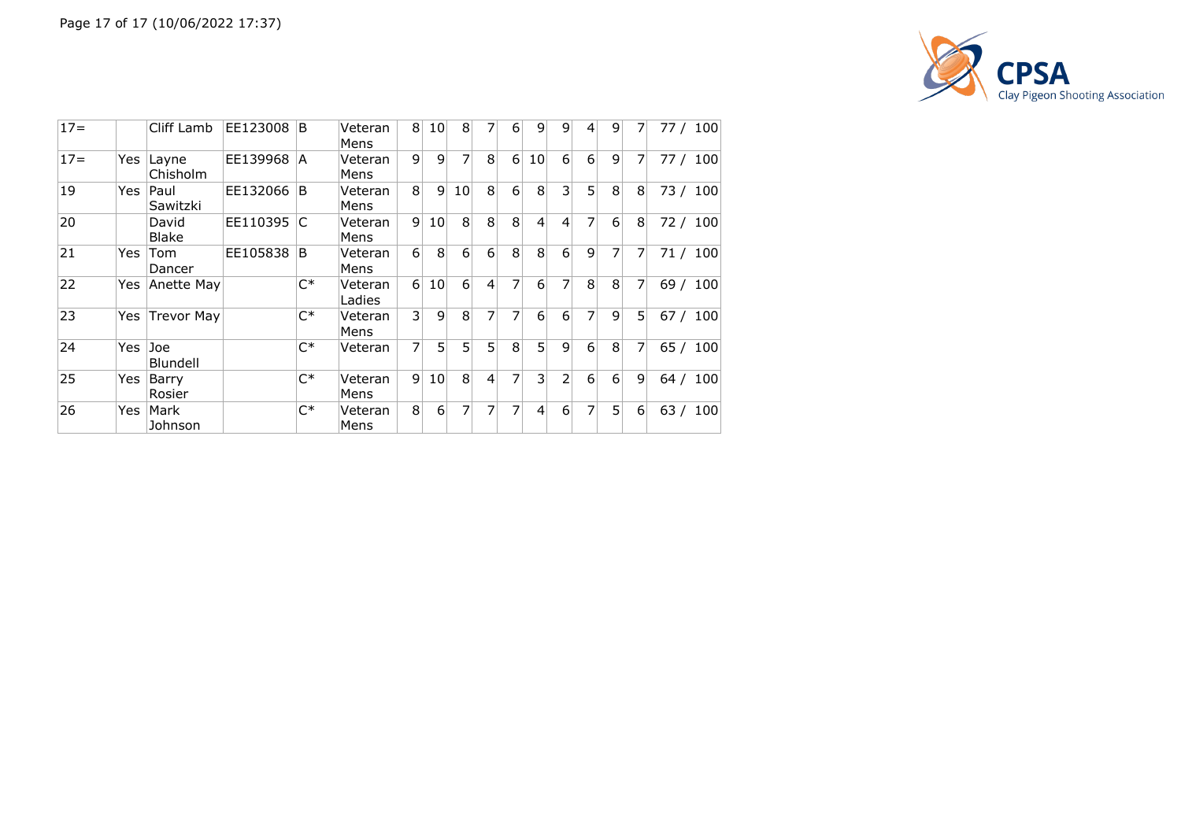| | | | | | | | | | | | | | | | | |
|---|---|---|---|---|---|---|---|---|---|---|---|---|---|---|---|---|
| 17= | | Cliff Lamb | EE123008 | B | Veteran Mens | 8 | 10 | 8 | 7 | 6 | 9 | 9 | 4 | 9 | 7 | 77 / 100 |
| 17= | Yes | Layne Chisholm | EE139968 | A | Veteran Mens | 9 | 9 | 7 | 8 | 6 | 10 | 6 | 6 | 9 | 7 | 77 / 100 |
| 19 | Yes | Paul Sawitzki | EE132066 | B | Veteran Mens | 8 | 9 | 10 | 8 | 6 | 8 | 3 | 5 | 8 | 8 | 73 / 100 |
| 20 | | David Blake | EE110395 | C | Veteran Mens | 9 | 10 | 8 | 8 | 8 | 4 | 4 | 7 | 6 | 8 | 72 / 100 |
| 21 | Yes | Tom Dancer | EE105838 | B | Veteran Mens | 6 | 8 | 6 | 6 | 8 | 8 | 6 | 9 | 7 | 7 | 71 / 100 |
| 22 | Yes | Anette May | | C* | Veteran Ladies | 6 | 10 | 6 | 4 | 7 | 6 | 7 | 8 | 8 | 7 | 69 / 100 |
| 23 | Yes | Trevor May | | C* | Veteran Mens | 3 | 9 | 8 | 7 | 7 | 6 | 6 | 7 | 9 | 5 | 67 / 100 |
| 24 | Yes | Joe Blundell | | C* | Veteran | 7 | 5 | 5 | 5 | 8 | 5 | 9 | 6 | 8 | 7 | 65 / 100 |
| 25 | Yes | Barry Rosier | | C* | Veteran Mens | 9 | 10 | 8 | 4 | 7 | 3 | 2 | 6 | 6 | 9 | 64 / 100 |
| 26 | Yes | Mark Johnson | | C* | Veteran Mens | 8 | 6 | 7 | 7 | 7 | 4 | 6 | 7 | 5 | 6 | 63 / 100 |